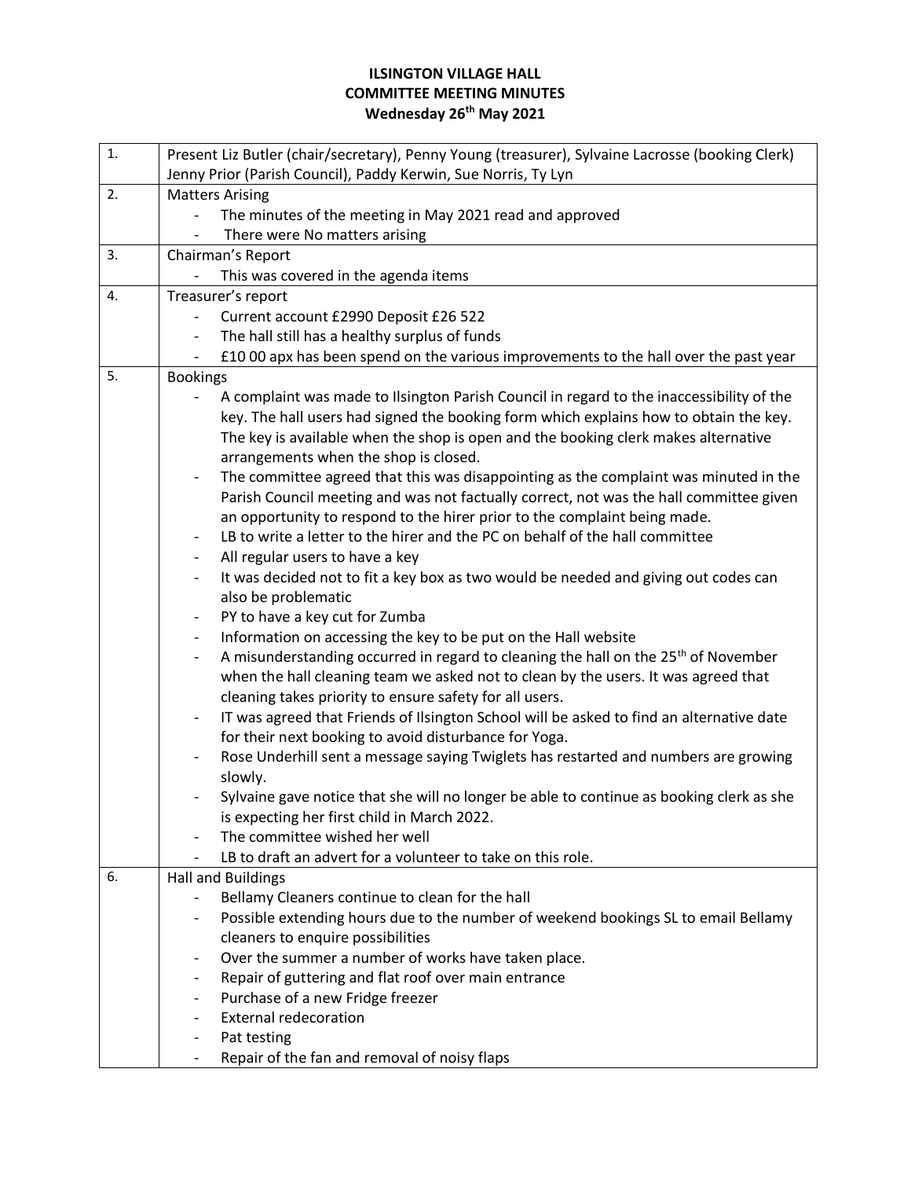**ILSINGTON VILLAGE HALL**
**COMMITTEE MEETING MINUTES**
**Wednesday 26th May 2021**

| | |
|---|---|
| 1. | Present Liz Butler (chair/secretary), Penny Young (treasurer), Sylvaine Lacrosse (booking Clerk) Jenny Prior (Parish Council), Paddy Kerwin, Sue Norris, Ty Lyn |
| 2. | Matters Arising<br>- The minutes of the meeting in May 2021 read and approved<br>- There were No matters arising |
| 3. | Chairman's Report<br>- This was covered in the agenda items |
| 4. | Treasurer's report<br>- Current account £2990 Deposit £26 522<br>- The hall still has a healthy surplus of funds<br>- £10 00 apx has been spend on the various improvements to the hall over the past year |
| 5. | Bookings<br>- A complaint was made to Ilsington Parish Council in regard to the inaccessibility of the key. The hall users had signed the booking form which explains how to obtain the key. The key is available when the shop is open and the booking clerk makes alternative arrangements when the shop is closed.<br>- The committee agreed that this was disappointing as the complaint was minuted in the Parish Council meeting and was not factually correct, not was the hall committee given an opportunity to respond to the hirer prior to the complaint being made.<br>- LB to write a letter to the hirer and the PC on behalf of the hall committee<br>- All regular users to have a key<br>- It was decided not to fit a key box as two would be needed and giving out codes can also be problematic<br>- PY to have a key cut for Zumba<br>- Information on accessing the key to be put on the Hall website<br>- A misunderstanding occurred in regard to cleaning the hall on the 25th of November when the hall cleaning team we asked not to clean by the users. It was agreed that cleaning takes priority to ensure safety for all users.<br>- IT was agreed that Friends of Ilsington School will be asked to find an alternative date for their next booking to avoid disturbance for Yoga.<br>- Rose Underhill sent a message saying Twiglets has restarted and numbers are growing slowly.<br>- Sylvaine gave notice that she will no longer be able to continue as booking clerk as she is expecting her first child in March 2022.<br>- The committee wished her well<br>- LB to draft an advert for a volunteer to take on this role. |
| 6. | Hall and Buildings<br>- Bellamy Cleaners continue to clean for the hall<br>- Possible extending hours due to the number of weekend bookings SL to email Bellamy cleaners to enquire possibilities<br>- Over the summer a number of works have taken place.<br>- Repair of guttering and flat roof over main entrance<br>- Purchase of a new Fridge freezer<br>- External redecoration<br>- Pat testing<br>- Repair of the fan and removal of noisy flaps |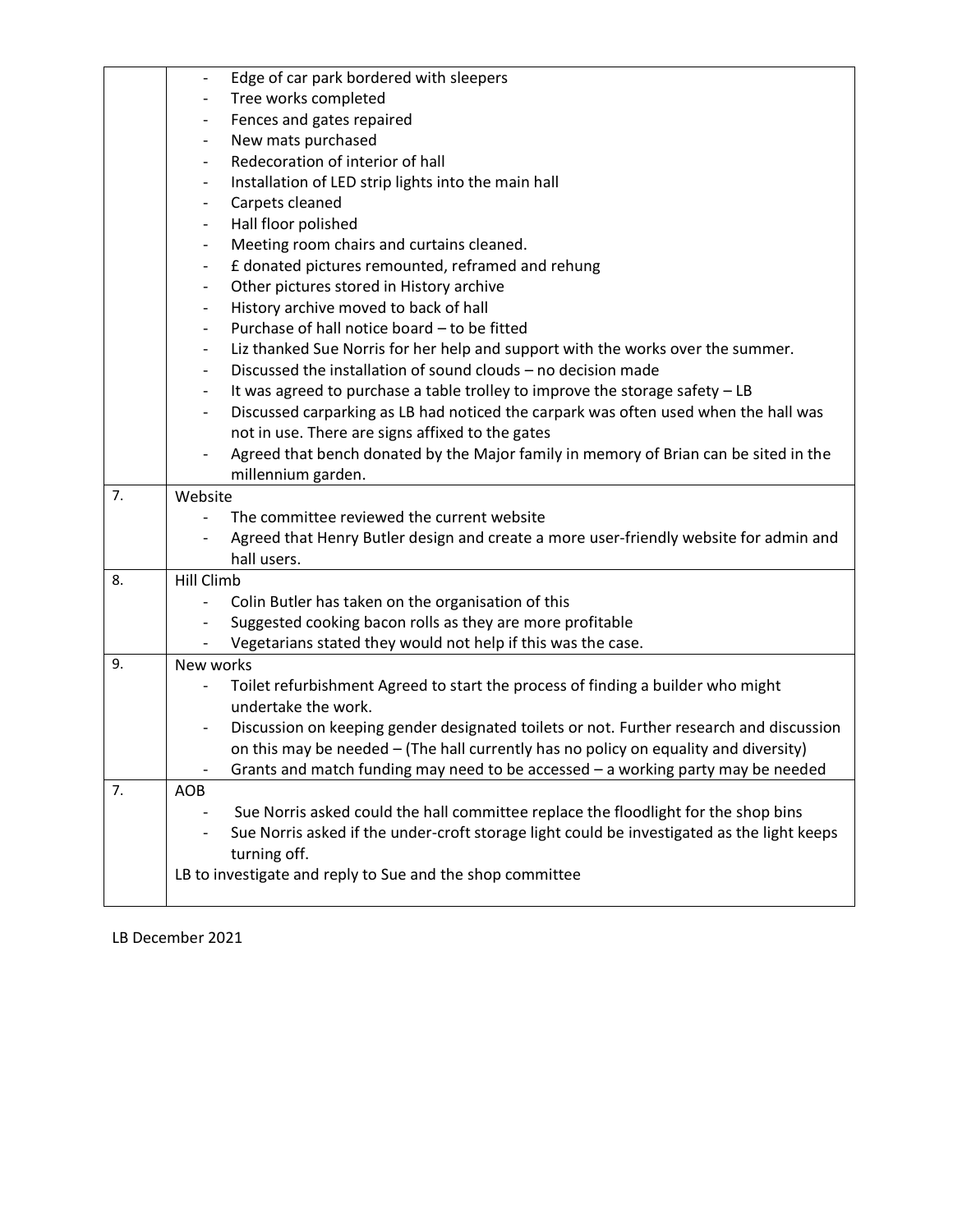| | |
|---|---|
| | - Edge of car park bordered with sleepers<br>- Tree works completed<br>- Fences and gates repaired<br>- New mats purchased<br>- Redecoration of interior of hall<br>- Installation of LED strip lights into the main hall<br>- Carpets cleaned<br>- Hall floor polished<br>- Meeting room chairs and curtains cleaned.<br>- £ donated pictures remounted, reframed and rehung<br>- Other pictures stored in History archive<br>- History archive moved to back of hall<br>- Purchase of hall notice board – to be fitted<br>- Liz thanked Sue Norris for her help and support with the works over the summer.<br>- Discussed the installation of sound clouds – no decision made<br>- It was agreed to purchase a table trolley to improve the storage safety – LB<br>- Discussed carparking as LB had noticed the carpark was often used when the hall was not in use. There are signs affixed to the gates<br>- Agreed that bench donated by the Major family in memory of Brian can be sited in the millennium garden. |
| 7. | Website<br>- The committee reviewed the current website<br>- Agreed that Henry Butler design and create a more user-friendly website for admin and hall users. |
| 8. | Hill Climb<br>- Colin Butler has taken on the organisation of this<br>- Suggested cooking bacon rolls as they are more profitable<br>- Vegetarians stated they would not help if this was the case. |
| 9. | New works<br>- Toilet refurbishment Agreed to start the process of finding a builder who might undertake the work.<br>- Discussion on keeping gender designated toilets or not. Further research and discussion on this may be needed – (The hall currently has no policy on equality and diversity)<br>- Grants and match funding may need to be accessed – a working party may be needed |
| 7. | AOB<br>- Sue Norris asked could the hall committee replace the floodlight for the shop bins<br>- Sue Norris asked if the under-croft storage light could be investigated as the light keeps turning off.<br>LB to investigate and reply to Sue and the shop committee |

LB December 2021